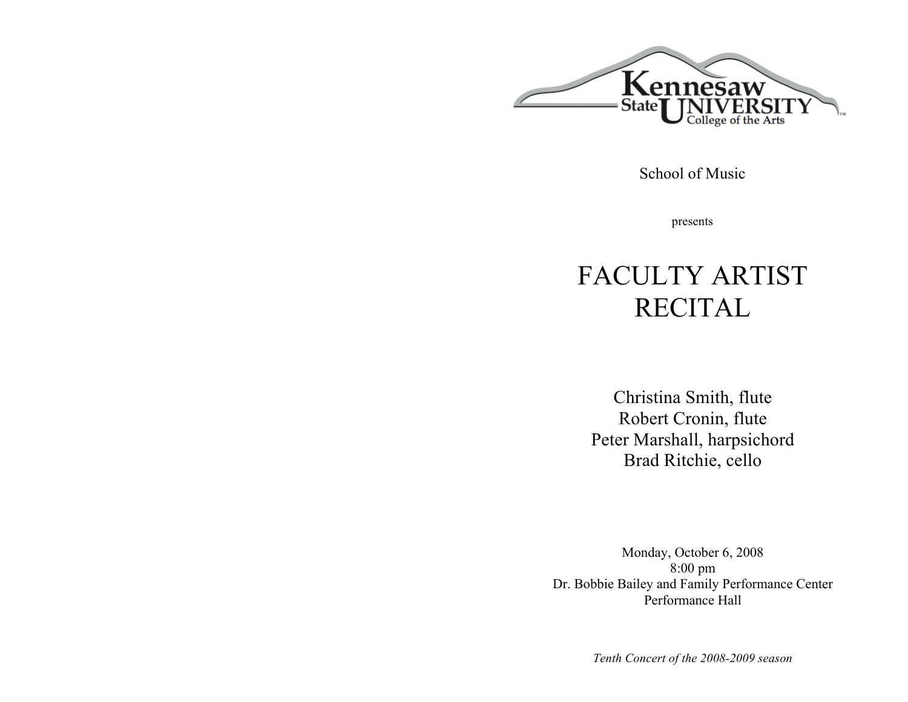Kennesaw State UNIVERSITY
College of the Arts

School of Music

presents

# FACULTY ARTIST RECITAL

Christina Smith, flute
Robert Cronin, flute
Peter Marshall, harpsichord
Brad Ritchie, cello

Monday, October 6, 2008
8:00 pm
Dr. Bobbie Bailey and Family Performance Center
Performance Hall

*Tenth Concert of the 2008-2009 season*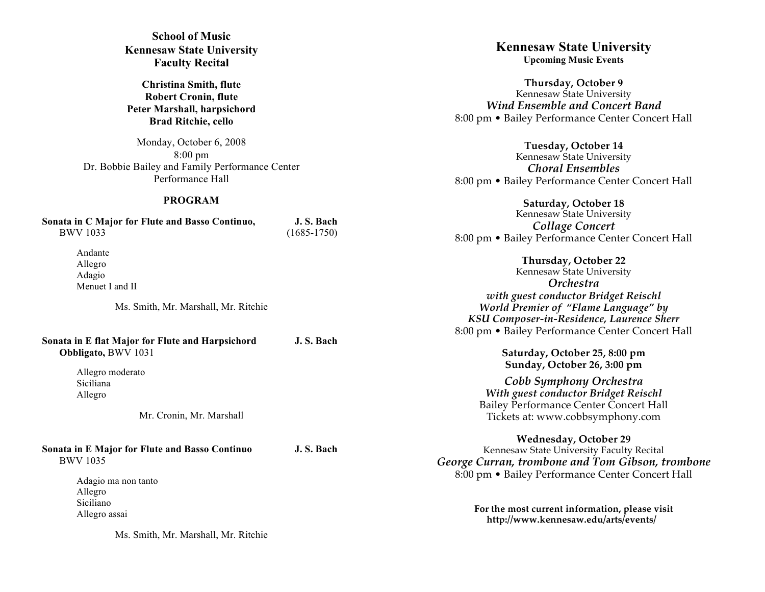**School of Music**
**Kennesaw State University**
**Faculty Recital**

**Christina Smith, flute**
**Robert Cronin, flute**
**Peter Marshall, harpsichord**
**Brad Ritchie, cello**

Monday, October 6, 2008
8:00 pm
Dr. Bobbie Bailey and Family Performance Center
Performance Hall

## PROGRAM

**Sonata in C Major for Flute and Basso Continuo,** BWV 1033 — **J. S. Bach** (1685-1750)

Andante
Allegro
Adagio
Menuet I and II

Ms. Smith, Mr. Marshall, Mr. Ritchie

**Sonata in E flat Major for Flute and Harpsichord Obbligato,** BWV 1031 — **J. S. Bach**

Allegro moderato
Siciliana
Allegro

Mr. Cronin, Mr. Marshall

**Sonata in E Major for Flute and Basso Continuo** BWV 1035 — **J. S. Bach**

Adagio ma non tanto
Allegro
Siciliano
Allegro assai

Ms. Smith, Mr. Marshall, Mr. Ritchie

## Kennesaw State University
**Upcoming Music Events**

**Thursday, October 9**
Kennesaw State University
***Wind Ensemble and Concert Band***
8:00 pm • Bailey Performance Center Concert Hall

**Tuesday, October 14**
Kennesaw State University
***Choral Ensembles***
8:00 pm • Bailey Performance Center Concert Hall

**Saturday, October 18**
Kennesaw State University
***Collage Concert***
8:00 pm • Bailey Performance Center Concert Hall

**Thursday, October 22**
Kennesaw State University
***Orchestra***
***with guest conductor Bridget Reischl***
***World Premier of "Flame Language" by***
***KSU Composer-in-Residence, Laurence Sherr***
8:00 pm • Bailey Performance Center Concert Hall

**Saturday, October 25, 8:00 pm**
**Sunday, October 26, 3:00 pm**

***Cobb Symphony Orchestra***
***With guest conductor Bridget Reischl***
Bailey Performance Center Concert Hall
Tickets at: www.cobbsymphony.com

**Wednesday, October 29**
Kennesaw State University Faculty Recital
***George Curran, trombone and Tom Gibson, trombone***
8:00 pm • Bailey Performance Center Concert Hall

**For the most current information, please visit**
**http://www.kennesaw.edu/arts/events/**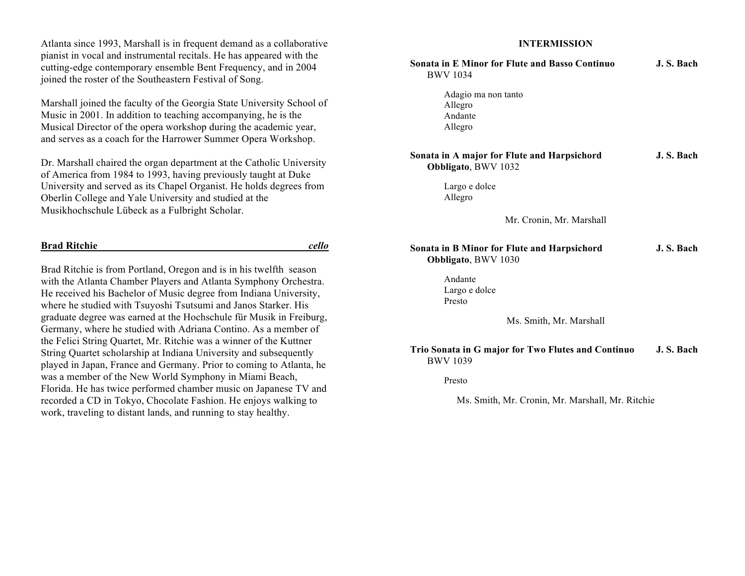Atlanta since 1993, Marshall is in frequent demand as a collaborative pianist in vocal and instrumental recitals. He has appeared with the cutting-edge contemporary ensemble Bent Frequency, and in 2004 joined the roster of the Southeastern Festival of Song.

Marshall joined the faculty of the Georgia State University School of Music in 2001. In addition to teaching accompanying, he is the Musical Director of the opera workshop during the academic year, and serves as a coach for the Harrower Summer Opera Workshop.

Dr. Marshall chaired the organ department at the Catholic University of America from 1984 to 1993, having previously taught at Duke University and served as its Chapel Organist. He holds degrees from Oberlin College and Yale University and studied at the Musikhochschule Lübeck as a Fulbright Scholar.

**Brad Ritchie** *cello*

Brad Ritchie is from Portland, Oregon and is in his twelfth season with the Atlanta Chamber Players and Atlanta Symphony Orchestra. He received his Bachelor of Music degree from Indiana University, where he studied with Tsuyoshi Tsutsumi and Janos Starker. His graduate degree was earned at the Hochschule für Musik in Freiburg, Germany, where he studied with Adriana Contino. As a member of the Felici String Quartet, Mr. Ritchie was a winner of the Kuttner String Quartet scholarship at Indiana University and subsequently played in Japan, France and Germany. Prior to coming to Atlanta, he was a member of the New World Symphony in Miami Beach, Florida. He has twice performed chamber music on Japanese TV and recorded a CD in Tokyo, Chocolate Fashion. He enjoys walking to work, traveling to distant lands, and running to stay healthy.

**INTERMISSION**

**Sonata in E Minor for Flute and Basso Continuo** BWV 1034 — **J. S. Bach**

Adagio ma non tanto
Allegro
Andante
Allegro

**Sonata in A major for Flute and Harpsichord Obbligato**, BWV 1032 — **J. S. Bach**

Largo e dolce
Allegro

Mr. Cronin, Mr. Marshall

**Sonata in B Minor for Flute and Harpsichord Obbligato**, BWV 1030 — **J. S. Bach**

Andante
Largo e dolce
Presto

Ms. Smith, Mr. Marshall

**Trio Sonata in G major for Two Flutes and Continuo** BWV 1039 — **J. S. Bach**

Presto

Ms. Smith, Mr. Cronin, Mr. Marshall, Mr. Ritchie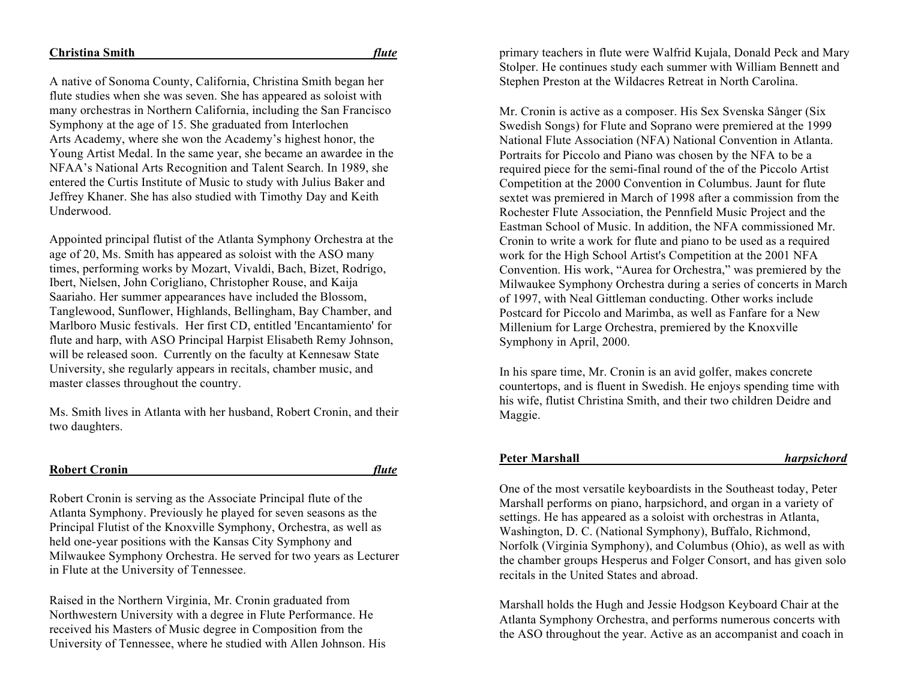**Christina Smith** *flute*

A native of Sonoma County, California, Christina Smith began her flute studies when she was seven. She has appeared as soloist with many orchestras in Northern California, including the San Francisco Symphony at the age of 15. She graduated from Interlochen Arts Academy, where she won the Academy's highest honor, the Young Artist Medal. In the same year, she became an awardee in the NFAA's National Arts Recognition and Talent Search. In 1989, she entered the Curtis Institute of Music to study with Julius Baker and Jeffrey Khaner. She has also studied with Timothy Day and Keith Underwood.

Appointed principal flutist of the Atlanta Symphony Orchestra at the age of 20, Ms. Smith has appeared as soloist with the ASO many times, performing works by Mozart, Vivaldi, Bach, Bizet, Rodrigo, Ibert, Nielsen, John Corigliano, Christopher Rouse, and Kaija Saariaho. Her summer appearances have included the Blossom, Tanglewood, Sunflower, Highlands, Bellingham, Bay Chamber, and Marlboro Music festivals. Her first CD, entitled 'Encantamiento' for flute and harp, with ASO Principal Harpist Elisabeth Remy Johnson, will be released soon. Currently on the faculty at Kennesaw State University, she regularly appears in recitals, chamber music, and master classes throughout the country.

Ms. Smith lives in Atlanta with her husband, Robert Cronin, and their two daughters.

**Robert Cronin** *flute*

Robert Cronin is serving as the Associate Principal flute of the Atlanta Symphony. Previously he played for seven seasons as the Principal Flutist of the Knoxville Symphony, Orchestra, as well as held one-year positions with the Kansas City Symphony and Milwaukee Symphony Orchestra. He served for two years as Lecturer in Flute at the University of Tennessee.

Raised in the Northern Virginia, Mr. Cronin graduated from Northwestern University with a degree in Flute Performance. He received his Masters of Music degree in Composition from the University of Tennessee, where he studied with Allen Johnson. His primary teachers in flute were Walfrid Kujala, Donald Peck and Mary Stolper. He continues study each summer with William Bennett and Stephen Preston at the Wildacres Retreat in North Carolina.

Mr. Cronin is active as a composer. His Sex Svenska Sånger (Six Swedish Songs) for Flute and Soprano were premiered at the 1999 National Flute Association (NFA) National Convention in Atlanta. Portraits for Piccolo and Piano was chosen by the NFA to be a required piece for the semi-final round of the of the Piccolo Artist Competition at the 2000 Convention in Columbus. Jaunt for flute sextet was premiered in March of 1998 after a commission from the Rochester Flute Association, the Pennfield Music Project and the Eastman School of Music. In addition, the NFA commissioned Mr. Cronin to write a work for flute and piano to be used as a required work for the High School Artist's Competition at the 2001 NFA Convention. His work, "Aurea for Orchestra," was premiered by the Milwaukee Symphony Orchestra during a series of concerts in March of 1997, with Neal Gittleman conducting. Other works include Postcard for Piccolo and Marimba, as well as Fanfare for a New Millenium for Large Orchestra, premiered by the Knoxville Symphony in April, 2000.

In his spare time, Mr. Cronin is an avid golfer, makes concrete countertops, and is fluent in Swedish. He enjoys spending time with his wife, flutist Christina Smith, and their two children Deidre and Maggie.

**Peter Marshall** *harpsichord*

One of the most versatile keyboardists in the Southeast today, Peter Marshall performs on piano, harpsichord, and organ in a variety of settings. He has appeared as a soloist with orchestras in Atlanta, Washington, D. C. (National Symphony), Buffalo, Richmond, Norfolk (Virginia Symphony), and Columbus (Ohio), as well as with the chamber groups Hesperus and Folger Consort, and has given solo recitals in the United States and abroad.

Marshall holds the Hugh and Jessie Hodgson Keyboard Chair at the Atlanta Symphony Orchestra, and performs numerous concerts with the ASO throughout the year. Active as an accompanist and coach in